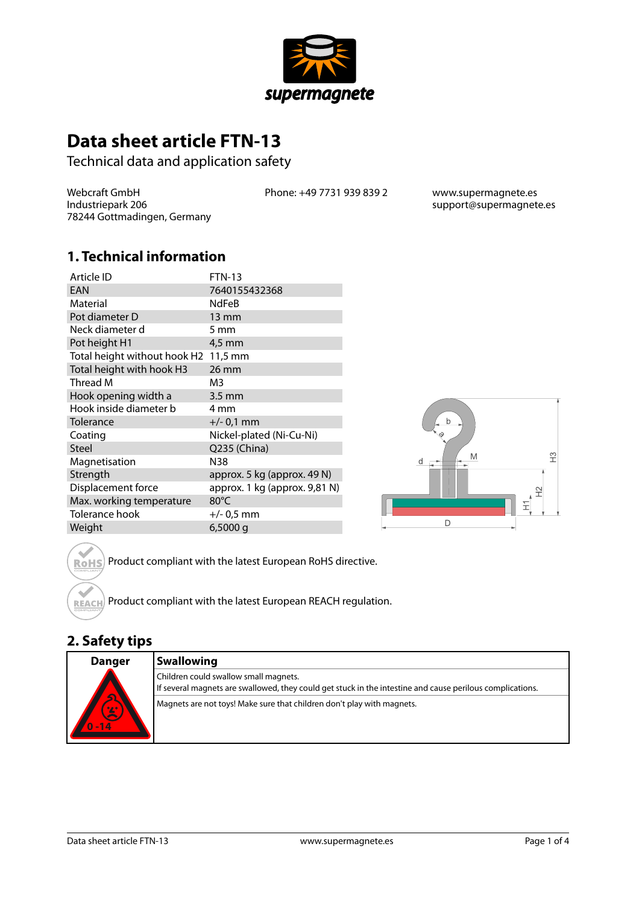# Data sheet article FTN-13

Technical data and application safety

Webcraft GmbH
Industriepark 206
78244 Gottmadingen, Germany

Phone: +49 7731 939 839 2

www.supermagnete.es
support@supermagnete.es

## 1. Technical information

| Article ID | FTN-13 |
|---|---|
| EAN | 7640155432368 |
| Material | NdFeB |
| Pot diameter D | 13 mm |
| Neck diameter d | 5 mm |
| Pot height H1 | 4,5 mm |
| Total height without hook H2 | 11,5 mm |
| Total height with hook H3 | 26 mm |
| Thread M | M3 |
| Hook opening width a | 3.5 mm |
| Hook inside diameter b | 4 mm |
| Tolerance | +/- 0,1 mm |
| Coating | Nickel-plated (Ni-Cu-Ni) |
| Steel | Q235 (China) |
| Magnetisation | N38 |
| Strength | approx. 5 kg (approx. 49 N) |
| Displacement force | approx. 1 kg (approx. 9,81 N) |
| Max. working temperature | 80°C |
| Tolerance hook | +/- 0,5 mm |
| Weight | 6,5000 g |

Product compliant with the latest European RoHS directive.

Product compliant with the latest European REACH regulation.

## 2. Safety tips

| Danger | Swallowing |
|---|---|
| 0 - 14 | Children could swallow small magnets.<br>If several magnets are swallowed, they could get stuck in the intestine and cause perilous complications. |
| | Magnets are not toys! Make sure that children don't play with magnets. |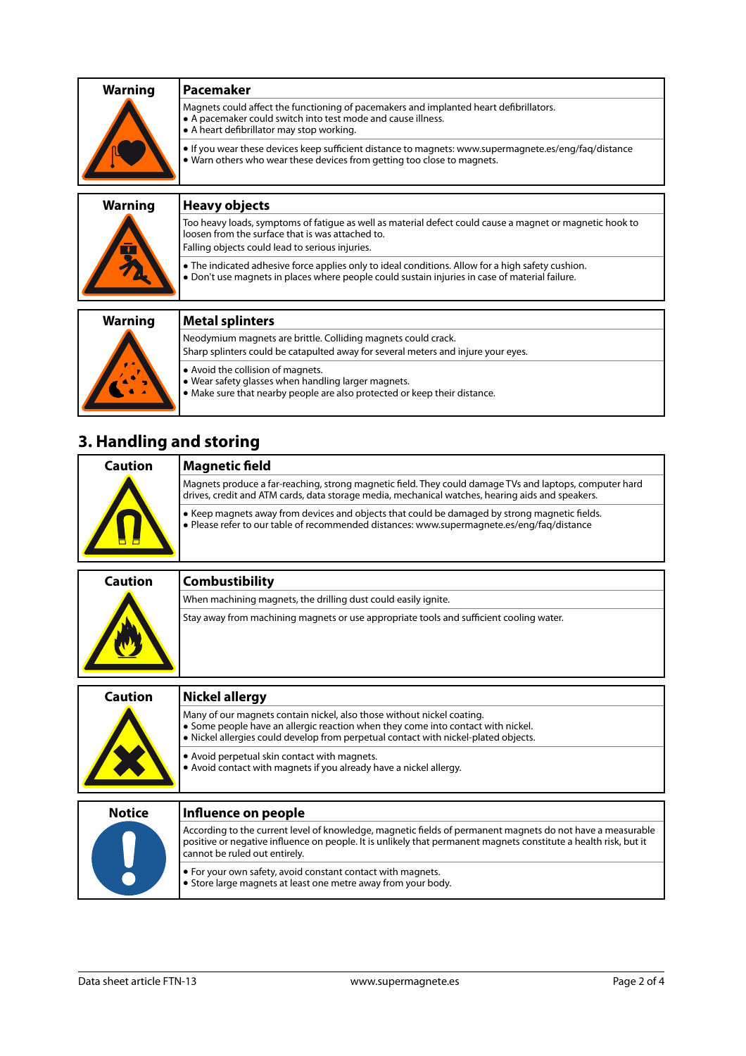| Warning | Pacemaker |
| --- | --- |
| | Magnets could affect the functioning of pacemakers and implanted heart defibrillators.<br>• A pacemaker could switch into test mode and cause illness.<br>• A heart defibrillator may stop working. |
| | • If you wear these devices keep sufficient distance to magnets: www.supermagnete.es/eng/faq/distance<br>• Warn others who wear these devices from getting too close to magnets. |

| Warning | Heavy objects |
| --- | --- |
| | Too heavy loads, symptoms of fatigue as well as material defect could cause a magnet or magnetic hook to loosen from the surface that is was attached to.<br>Falling objects could lead to serious injuries. |
| | • The indicated adhesive force applies only to ideal conditions. Allow for a high safety cushion.<br>• Don't use magnets in places where people could sustain injuries in case of material failure. |

| Warning | Metal splinters |
| --- | --- |
| | Neodymium magnets are brittle. Colliding magnets could crack.<br>Sharp splinters could be catapulted away for several meters and injure your eyes. |
| | • Avoid the collision of magnets.<br>• Wear safety glasses when handling larger magnets.<br>• Make sure that nearby people are also protected or keep their distance. |

## 3. Handling and storing

| Caution | Magnetic field |
| --- | --- |
| | Magnets produce a far-reaching, strong magnetic field. They could damage TVs and laptops, computer hard drives, credit and ATM cards, data storage media, mechanical watches, hearing aids and speakers. |
| | • Keep magnets away from devices and objects that could be damaged by strong magnetic fields.<br>• Please refer to our table of recommended distances: www.supermagnete.es/eng/faq/distance |

| Caution | Combustibility |
| --- | --- |
| | When machining magnets, the drilling dust could easily ignite. |
| | Stay away from machining magnets or use appropriate tools and sufficient cooling water. |

| Caution | Nickel allergy |
| --- | --- |
| | Many of our magnets contain nickel, also those without nickel coating.<br>• Some people have an allergic reaction when they come into contact with nickel.<br>• Nickel allergies could develop from perpetual contact with nickel-plated objects. |
| | • Avoid perpetual skin contact with magnets.<br>• Avoid contact with magnets if you already have a nickel allergy. |

| Notice | Influence on people |
| --- | --- |
| | According to the current level of knowledge, magnetic fields of permanent magnets do not have a measurable positive or negative influence on people. It is unlikely that permanent magnets constitute a health risk, but it cannot be ruled out entirely. |
| | • For your own safety, avoid constant contact with magnets.<br>• Store large magnets at least one metre away from your body. |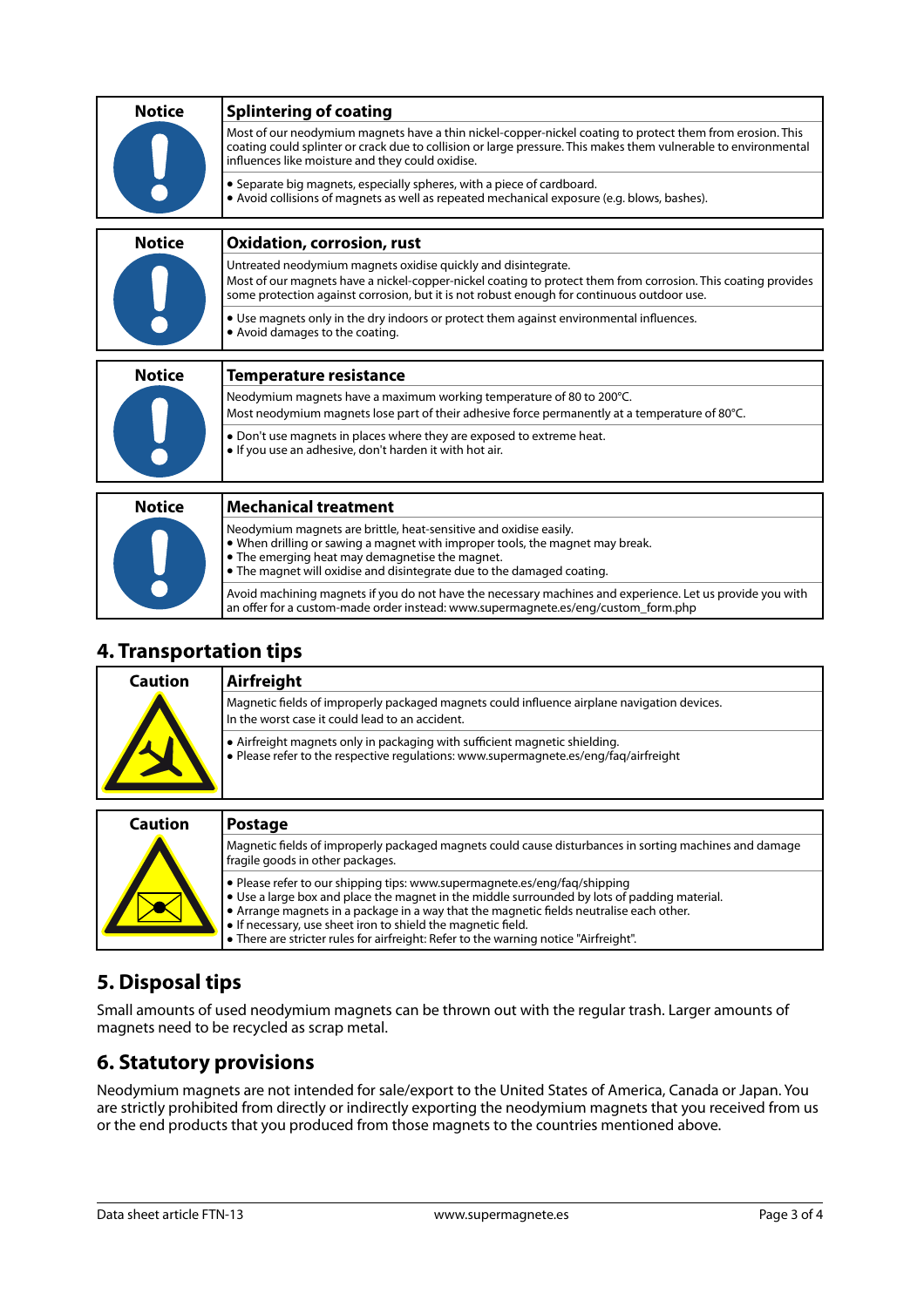| Notice | Splintering of coating |
|---|---|
| | Most of our neodymium magnets have a thin nickel-copper-nickel coating to protect them from erosion. This coating could splinter or crack due to collision or large pressure. This makes them vulnerable to environmental influences like moisture and they could oxidise. |
| | • Separate big magnets, especially spheres, with a piece of cardboard.<br>• Avoid collisions of magnets as well as repeated mechanical exposure (e.g. blows, bashes). |

| Notice | Oxidation, corrosion, rust |
|---|---|
| | Untreated neodymium magnets oxidise quickly and disintegrate.<br>Most of our magnets have a nickel-copper-nickel coating to protect them from corrosion. This coating provides some protection against corrosion, but it is not robust enough for continuous outdoor use. |
| | • Use magnets only in the dry indoors or protect them against environmental influences.<br>• Avoid damages to the coating. |

| Notice | Temperature resistance |
|---|---|
| | Neodymium magnets have a maximum working temperature of 80 to 200°C.<br>Most neodymium magnets lose part of their adhesive force permanently at a temperature of 80°C. |
| | • Don't use magnets in places where they are exposed to extreme heat.<br>• If you use an adhesive, don't harden it with hot air. |

| Notice | Mechanical treatment |
|---|---|
| | Neodymium magnets are brittle, heat-sensitive and oxidise easily.<br>• When drilling or sawing a magnet with improper tools, the magnet may break.<br>• The emerging heat may demagnetise the magnet.<br>• The magnet will oxidise and disintegrate due to the damaged coating. |
| | Avoid machining magnets if you do not have the necessary machines and experience. Let us provide you with an offer for a custom-made order instead: www.supermagnete.es/eng/custom_form.php |

## 4. Transportation tips

| Caution | Airfreight |
|---|---|
| | Magnetic fields of improperly packaged magnets could influence airplane navigation devices.<br>In the worst case it could lead to an accident. |
| | • Airfreight magnets only in packaging with sufficient magnetic shielding.<br>• Please refer to the respective regulations: www.supermagnete.es/eng/faq/airfreight |

| Caution | Postage |
|---|---|
| | Magnetic fields of improperly packaged magnets could cause disturbances in sorting machines and damage fragile goods in other packages. |
| | • Please refer to our shipping tips: www.supermagnete.es/eng/faq/shipping<br>• Use a large box and place the magnet in the middle surrounded by lots of padding material.<br>• Arrange magnets in a package in a way that the magnetic fields neutralise each other.<br>• If necessary, use sheet iron to shield the magnetic field.<br>• There are stricter rules for airfreight: Refer to the warning notice "Airfreight". |

## 5. Disposal tips

Small amounts of used neodymium magnets can be thrown out with the regular trash. Larger amounts of magnets need to be recycled as scrap metal.

## 6. Statutory provisions

Neodymium magnets are not intended for sale/export to the United States of America, Canada or Japan. You are strictly prohibited from directly or indirectly exporting the neodymium magnets that you received from us or the end products that you produced from those magnets to the countries mentioned above.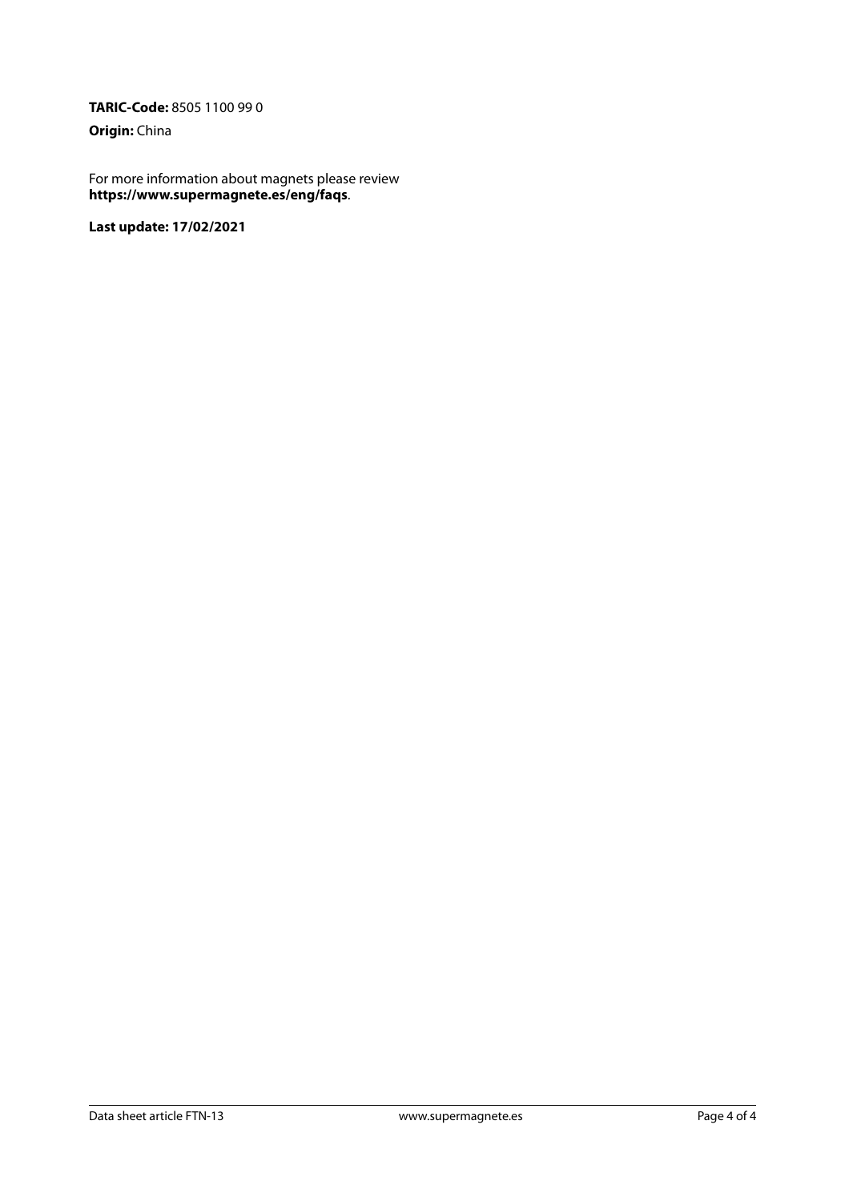**TARIC-Code:** 8505 1100 99 0

**Origin:** China

For more information about magnets please review **https://www.supermagnete.es/eng/faqs**.

**Last update: 17/02/2021**